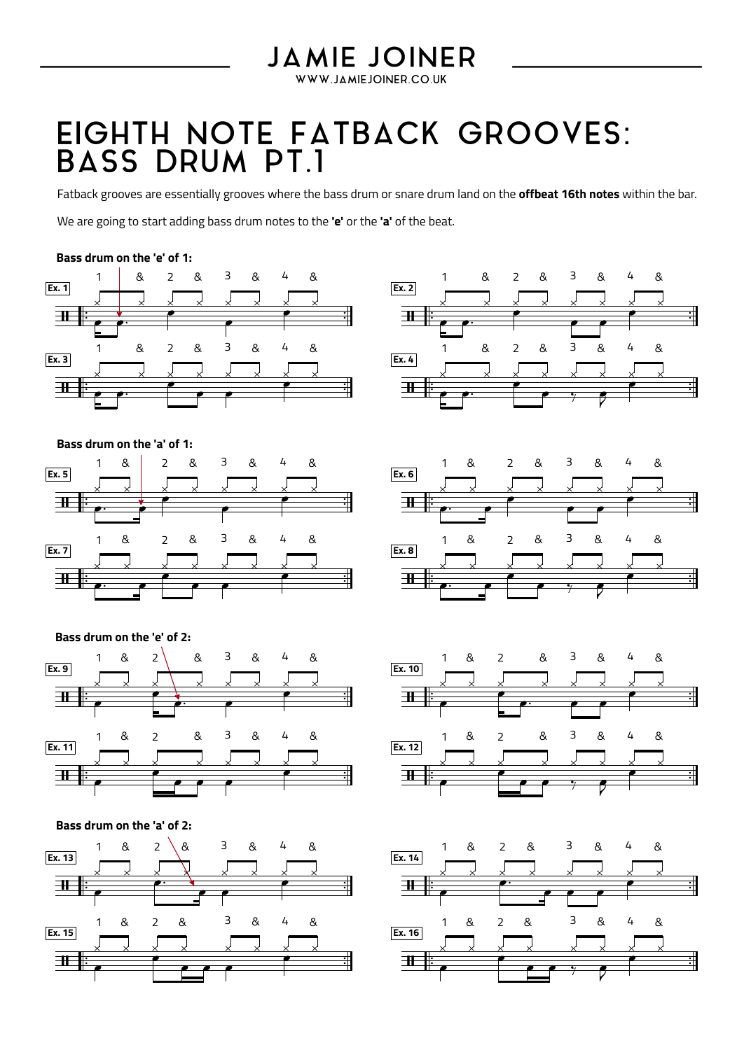# EIGHTH NOTE FATBACK GROOVES: BASS DRUM PT.1

Fatback grooves are essentially grooves where the bass drum or snare drum land on the **offbeat 16th notes** within the bar.

We are going to start adding bass drum notes to the **'e'** or the **'a'** of the beat.

**Bass drum on the 'e' of 1:**

Ex. 1

Ex. 2

Ex. 3

Ex. 4

**Bass drum on the 'a' of 1:**

Ex. 5

Ex. 6

Ex. 7

Ex. 8

**Bass drum on the 'e' of 2:**

Ex. 9

Ex. 10

Ex. 11

Ex. 12

**Bass drum on the 'a' of 2:**

Ex. 13

Ex. 14

Ex. 15

Ex. 16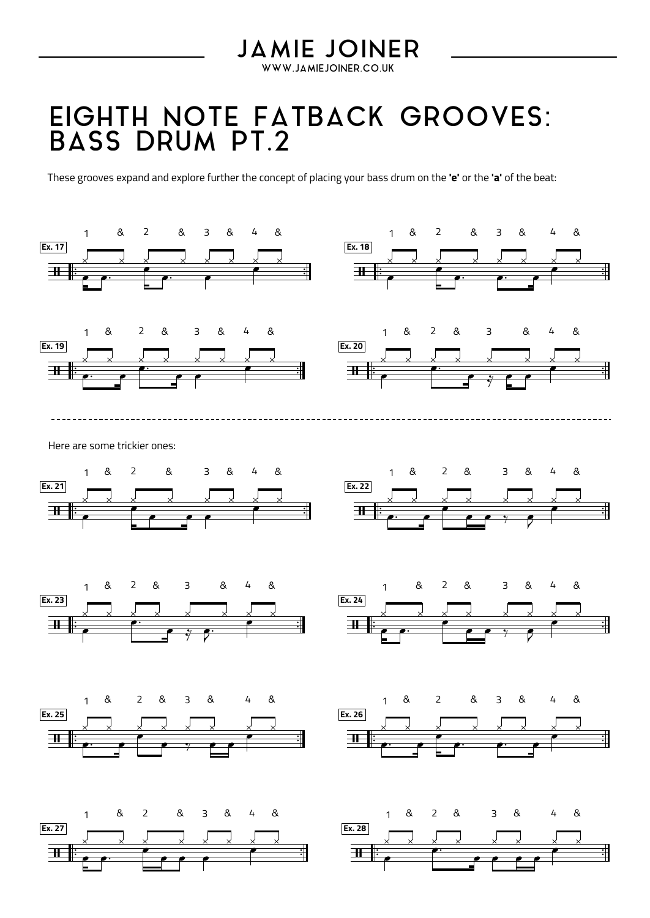# JAMIE JOINER

WWW.JAMIEJOINER.CO.UK

# EIGHTH NOTE FATBACK GROOVES: BASS DRUM PT.2

These grooves expand and explore further the concept of placing your bass drum on the **'e'** or the **'a'** of the beat:

**Ex. 17**

1 & 2 & 3 & 4 &

**Ex. 18**

1 & 2 & 3 & 4 &

**Ex. 19**

1 & 2 & 3 & 4 &

**Ex. 20**

1 & 2 & 3 & 4 &

Here are some trickier ones:

**Ex. 21**

1 & 2 & 3 & 4 &

**Ex. 22**

1 & 2 & 3 & 4 &

**Ex. 23**

1 & 2 & 3 & 4 &

**Ex. 24**

1 & 2 & 3 & 4 &

**Ex. 25**

1 & 2 & 3 & 4 &

**Ex. 26**

1 & 2 & 3 & 4 &

**Ex. 27**

1 & 2 & 3 & 4 &

**Ex. 28**

1 & 2 & 3 & 4 &